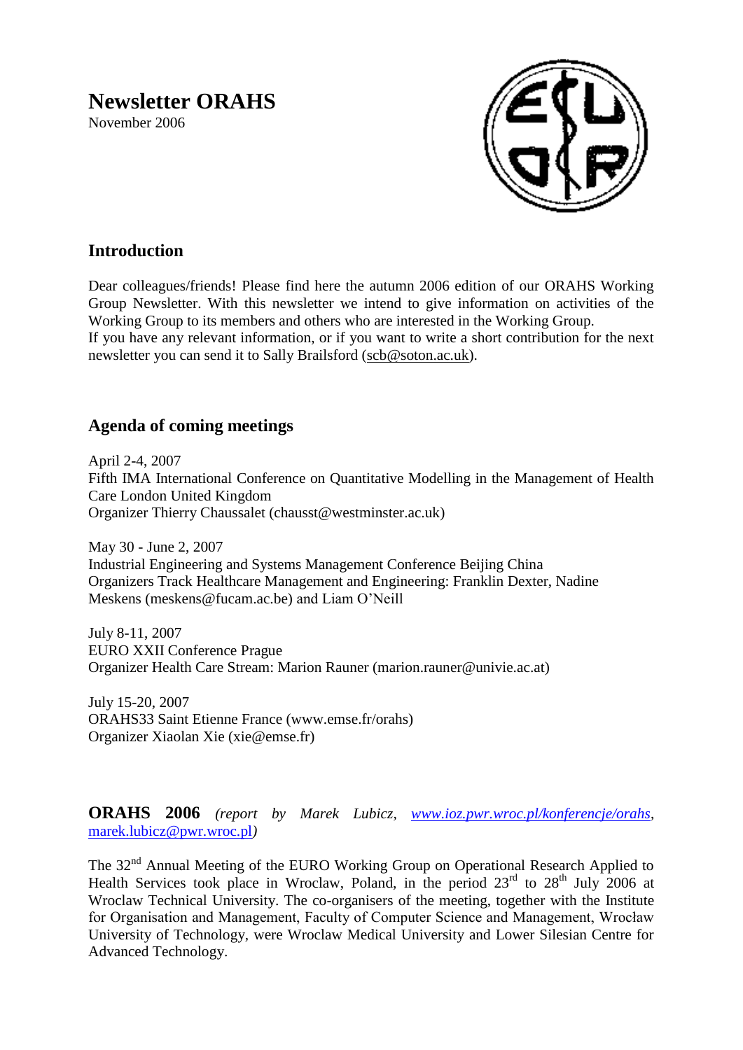# Newsletter ORAHS

November 2006

## Introduction

Dear colleagues/friends! Please find here the autumn 2006 edition of our ORAHS Working Group Newsletter. With this newsletter we intend to give information on activities of the Working Group to its members and others who are interested in the Working Group.
If you have any relevant information, or if you want to write a short contribution for the next newsletter you can send it to Sally Brailsford (scb@soton.ac.uk).

## Agenda of coming meetings

April 2-4, 2007
Fifth IMA International Conference on Quantitative Modelling in the Management of Health Care London United Kingdom
Organizer Thierry Chaussalet (chausst@westminster.ac.uk)

May 30 - June 2, 2007
Industrial Engineering and Systems Management Conference Beijing China
Organizers Track Healthcare Management and Engineering: Franklin Dexter, Nadine Meskens (meskens@fucam.ac.be) and Liam O'Neill

July 8-11, 2007
EURO XXII Conference Prague
Organizer Health Care Stream: Marion Rauner (marion.rauner@univie.ac.at)

July 15-20, 2007
ORAHS33 Saint Etienne France (www.emse.fr/orahs)
Organizer Xiaolan Xie (xie@emse.fr)

**ORAHS 2006** *(report by Marek Lubicz, www.ioz.pwr.wroc.pl/konferencje/orahs, marek.lubicz@pwr.wroc.pl)*

The 32nd Annual Meeting of the EURO Working Group on Operational Research Applied to Health Services took place in Wroclaw, Poland, in the period 23rd to 28th July 2006 at Wroclaw Technical University. The co-organisers of the meeting, together with the Institute for Organisation and Management, Faculty of Computer Science and Management, Wrocław University of Technology, were Wroclaw Medical University and Lower Silesian Centre for Advanced Technology.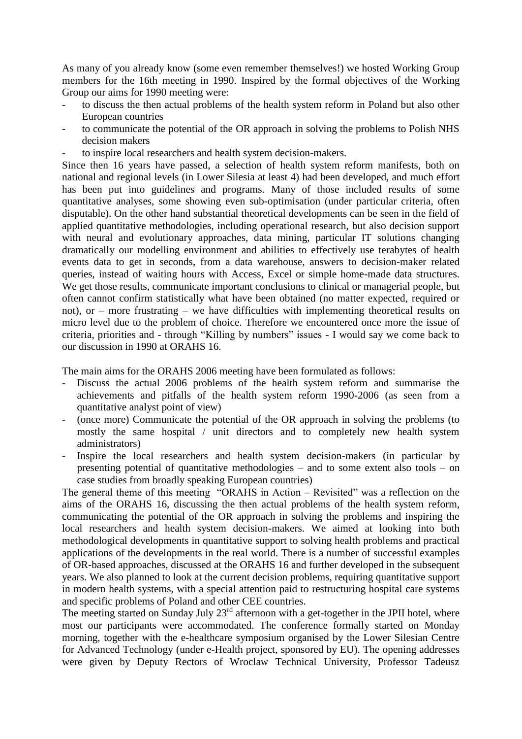As many of you already know (some even remember themselves!) we hosted Working Group members for the 16th meeting in 1990. Inspired by the formal objectives of the Working Group our aims for 1990 meeting were:

- to discuss the then actual problems of the health system reform in Poland but also other European countries
- to communicate the potential of the OR approach in solving the problems to Polish NHS decision makers
- to inspire local researchers and health system decision-makers.

Since then 16 years have passed, a selection of health system reform manifests, both on national and regional levels (in Lower Silesia at least 4) had been developed, and much effort has been put into guidelines and programs. Many of those included results of some quantitative analyses, some showing even sub-optimisation (under particular criteria, often disputable). On the other hand substantial theoretical developments can be seen in the field of applied quantitative methodologies, including operational research, but also decision support with neural and evolutionary approaches, data mining, particular IT solutions changing dramatically our modelling environment and abilities to effectively use terabytes of health events data to get in seconds, from a data warehouse, answers to decision-maker related queries, instead of waiting hours with Access, Excel or simple home-made data structures. We get those results, communicate important conclusions to clinical or managerial people, but often cannot confirm statistically what have been obtained (no matter expected, required or not), or – more frustrating – we have difficulties with implementing theoretical results on micro level due to the problem of choice. Therefore we encountered once more the issue of criteria, priorities and - through "Killing by numbers" issues - I would say we come back to our discussion in 1990 at ORAHS 16.

The main aims for the ORAHS 2006 meeting have been formulated as follows:

- Discuss the actual 2006 problems of the health system reform and summarise the achievements and pitfalls of the health system reform 1990-2006 (as seen from a quantitative analyst point of view)
- (once more) Communicate the potential of the OR approach in solving the problems (to mostly the same hospital / unit directors and to completely new health system administrators)
- Inspire the local researchers and health system decision-makers (in particular by presenting potential of quantitative methodologies – and to some extent also tools – on case studies from broadly speaking European countries)

The general theme of this meeting "ORAHS in Action – Revisited" was a reflection on the aims of the ORAHS 16, discussing the then actual problems of the health system reform, communicating the potential of the OR approach in solving the problems and inspiring the local researchers and health system decision-makers. We aimed at looking into both methodological developments in quantitative support to solving health problems and practical applications of the developments in the real world. There is a number of successful examples of OR-based approaches, discussed at the ORAHS 16 and further developed in the subsequent years. We also planned to look at the current decision problems, requiring quantitative support in modern health systems, with a special attention paid to restructuring hospital care systems and specific problems of Poland and other CEE countries.

The meeting started on Sunday July 23rd afternoon with a get-together in the JPII hotel, where most our participants were accommodated. The conference formally started on Monday morning, together with the e-healthcare symposium organised by the Lower Silesian Centre for Advanced Technology (under e-Health project, sponsored by EU). The opening addresses were given by Deputy Rectors of Wroclaw Technical University, Professor Tadeusz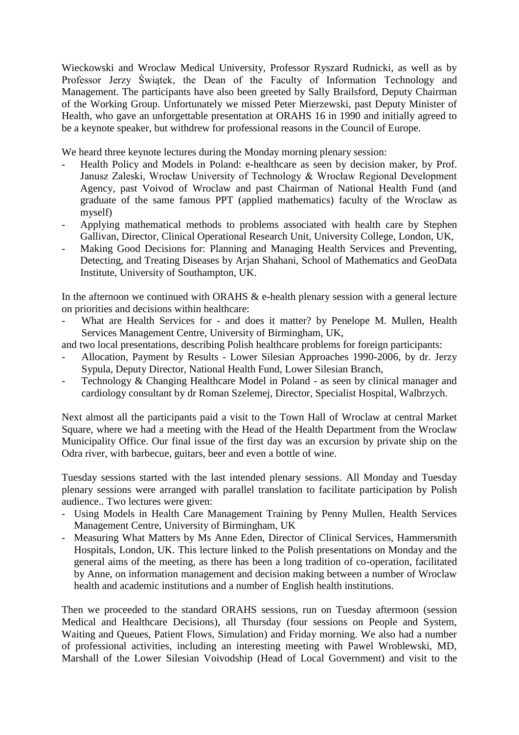Wieckowski and Wroclaw Medical University, Professor Ryszard Rudnicki, as well as by Professor Jerzy Świątek, the Dean of the Faculty of Information Technology and Management. The participants have also been greeted by Sally Brailsford, Deputy Chairman of the Working Group. Unfortunately we missed Peter Mierzewski, past Deputy Minister of Health, who gave an unforgettable presentation at ORAHS 16 in 1990 and initially agreed to be a keynote speaker, but withdrew for professional reasons in the Council of Europe.

We heard three keynote lectures during the Monday morning plenary session:

- Health Policy and Models in Poland: e-healthcare as seen by decision maker, by Prof. Janusz Zaleski, Wrocław University of Technology & Wrocław Regional Development Agency, past Voivod of Wroclaw and past Chairman of National Health Fund (and graduate of the same famous PPT (applied mathematics) faculty of the Wroclaw as myself)
- Applying mathematical methods to problems associated with health care by Stephen Gallivan, Director, Clinical Operational Research Unit, University College, London, UK,
- Making Good Decisions for: Planning and Managing Health Services and Preventing, Detecting, and Treating Diseases by Arjan Shahani, School of Mathematics and GeoData Institute, University of Southampton, UK.

In the afternoon we continued with ORAHS & e-health plenary session with a general lecture on priorities and decisions within healthcare:

- What are Health Services for - and does it matter? by Penelope M. Mullen, Health Services Management Centre, University of Birmingham, UK,

and two local presentations, describing Polish healthcare problems for foreign participants:

- Allocation, Payment by Results - Lower Silesian Approaches 1990-2006, by dr. Jerzy Sypula, Deputy Director, National Health Fund, Lower Silesian Branch,
- Technology & Changing Healthcare Model in Poland - as seen by clinical manager and cardiology consultant by dr Roman Szelemej, Director, Specialist Hospital, Walbrzych.

Next almost all the participants paid a visit to the Town Hall of Wroclaw at central Market Square, where we had a meeting with the Head of the Health Department from the Wroclaw Municipality Office. Our final issue of the first day was an excursion by private ship on the Odra river, with barbecue, guitars, beer and even a bottle of wine.

Tuesday sessions started with the last intended plenary sessions. All Monday and Tuesday plenary sessions were arranged with parallel translation to facilitate participation by Polish audience.. Two lectures were given:

- Using Models in Health Care Management Training by Penny Mullen, Health Services Management Centre, University of Birmingham, UK
- Measuring What Matters by Ms Anne Eden, Director of Clinical Services, Hammersmith Hospitals, London, UK. This lecture linked to the Polish presentations on Monday and the general aims of the meeting, as there has been a long tradition of co-operation, facilitated by Anne, on information management and decision making between a number of Wroclaw health and academic institutions and a number of English health institutions.

Then we proceeded to the standard ORAHS sessions, run on Tuesday afternoon (session Medical and Healthcare Decisions), all Thursday (four sessions on People and System, Waiting and Queues, Patient Flows, Simulation) and Friday morning. We also had a number of professional activities, including an interesting meeting with Pawel Wroblewski, MD, Marshall of the Lower Silesian Voivodship (Head of Local Government) and visit to the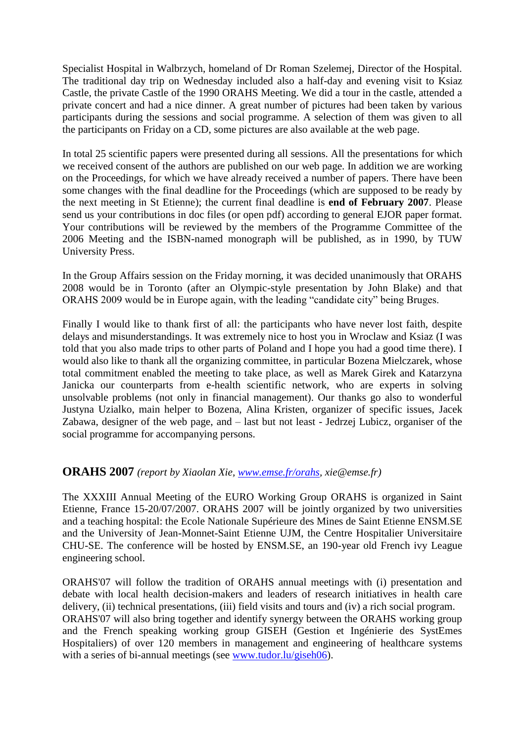Specialist Hospital in Walbrzych, homeland of Dr Roman Szelemej, Director of the Hospital. The traditional day trip on Wednesday included also a half-day and evening visit to Ksiaz Castle, the private Castle of the 1990 ORAHS Meeting. We did a tour in the castle, attended a private concert and had a nice dinner. A great number of pictures had been taken by various participants during the sessions and social programme. A selection of them was given to all the participants on Friday on a CD, some pictures are also available at the web page.

In total 25 scientific papers were presented during all sessions. All the presentations for which we received consent of the authors are published on our web page. In addition we are working on the Proceedings, for which we have already received a number of papers. There have been some changes with the final deadline for the Proceedings (which are supposed to be ready by the next meeting in St Etienne); the current final deadline is **end of February 2007**. Please send us your contributions in doc files (or open pdf) according to general EJOR paper format. Your contributions will be reviewed by the members of the Programme Committee of the 2006 Meeting and the ISBN-named monograph will be published, as in 1990, by TUW University Press.

In the Group Affairs session on the Friday morning, it was decided unanimously that ORAHS 2008 would be in Toronto (after an Olympic-style presentation by John Blake) and that ORAHS 2009 would be in Europe again, with the leading "candidate city" being Bruges.

Finally I would like to thank first of all: the participants who have never lost faith, despite delays and misunderstandings. It was extremely nice to host you in Wroclaw and Ksiaz (I was told that you also made trips to other parts of Poland and I hope you had a good time there). I would also like to thank all the organizing committee, in particular Bozena Mielczarek, whose total commitment enabled the meeting to take place, as well as Marek Girek and Katarzyna Janicka our counterparts from e-health scientific network, who are experts in solving unsolvable problems (not only in financial management). Our thanks go also to wonderful Justyna Uzialko, main helper to Bozena, Alina Kristen, organizer of specific issues, Jacek Zabawa, designer of the web page, and – last but not least - Jedrzej Lubicz, organiser of the social programme for accompanying persons.

## ORAHS 2007 *(report by Xiaolan Xie, [www.emse.fr/orahs](www.emse.fr/orahs), xie@emse.fr)*

The XXXIII Annual Meeting of the EURO Working Group ORAHS is organized in Saint Etienne, France 15-20/07/2007. ORAHS 2007 will be jointly organized by two universities and a teaching hospital: the Ecole Nationale Supérieure des Mines de Saint Etienne ENSM.SE and the University of Jean-Monnet-Saint Etienne UJM, the Centre Hospitalier Universitaire CHU-SE. The conference will be hosted by ENSM.SE, an 190-year old French ivy League engineering school.

ORAHS'07 will follow the tradition of ORAHS annual meetings with (i) presentation and debate with local health decision-makers and leaders of research initiatives in health care delivery, (ii) technical presentations, (iii) field visits and tours and (iv) a rich social program. ORAHS'07 will also bring together and identify synergy between the ORAHS working group and the French speaking working group GISEH (Gestion et Ingénierie des SystEmes Hospitaliers) of over 120 members in management and engineering of healthcare systems with a series of bi-annual meetings (see [www.tudor.lu/giseh06](www.tudor.lu/giseh06)).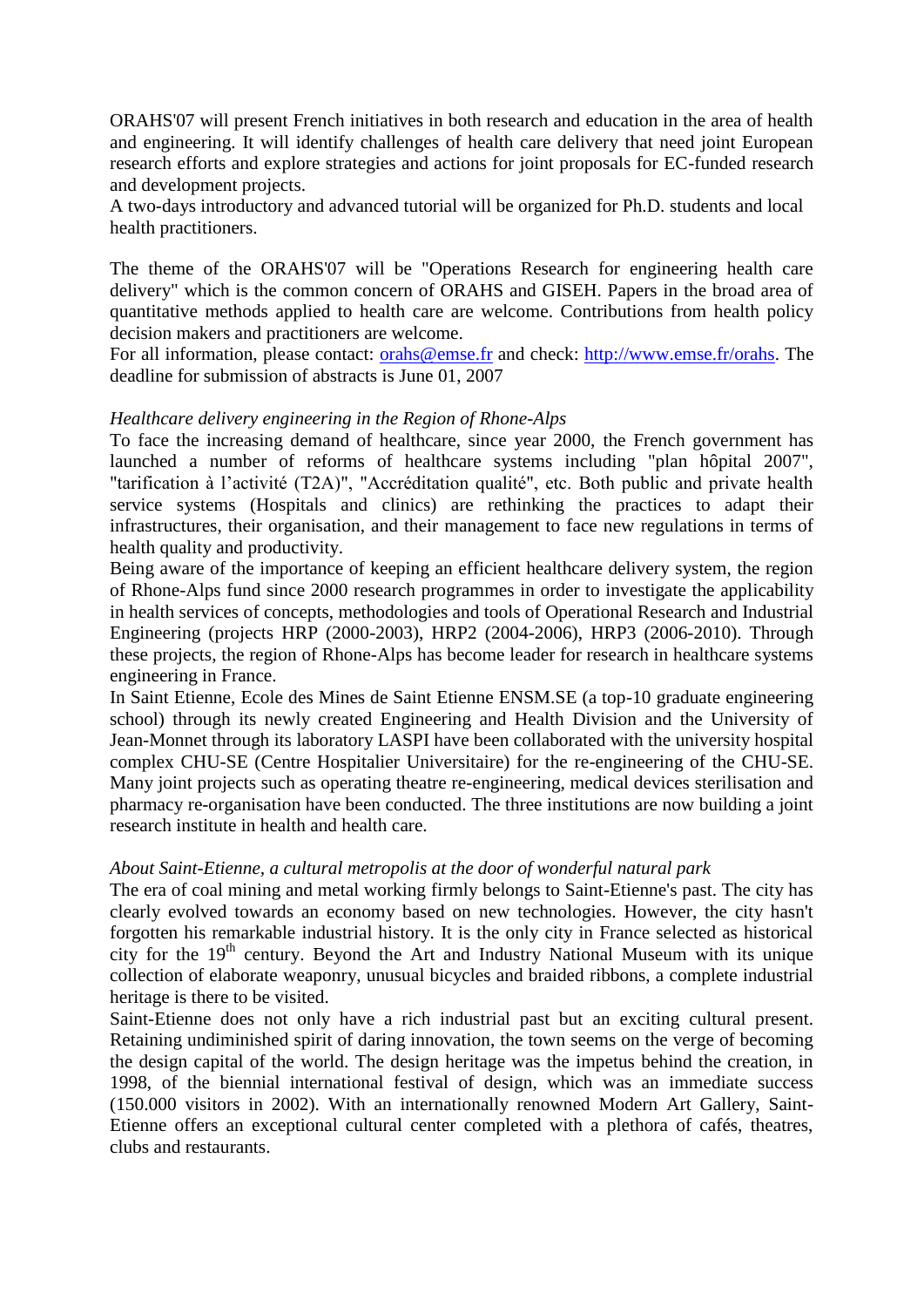ORAHS'07 will present French initiatives in both research and education in the area of health and engineering. It will identify challenges of health care delivery that need joint European research efforts and explore strategies and actions for joint proposals for EC-funded research and development projects.
A two-days introductory and advanced tutorial will be organized for Ph.D. students and local health practitioners.

The theme of the ORAHS'07 will be "Operations Research for engineering health care delivery" which is the common concern of ORAHS and GISEH. Papers in the broad area of quantitative methods applied to health care are welcome. Contributions from health policy decision makers and practitioners are welcome.
For all information, please contact: orahs@emse.fr and check: http://www.emse.fr/orahs. The deadline for submission of abstracts is June 01, 2007

*Healthcare delivery engineering in the Region of Rhone-Alps*
To face the increasing demand of healthcare, since year 2000, the French government has launched a number of reforms of healthcare systems including "plan hôpital 2007", "tarification à l'activité (T2A)", "Accréditation qualité", etc. Both public and private health service systems (Hospitals and clinics) are rethinking the practices to adapt their infrastructures, their organisation, and their management to face new regulations in terms of health quality and productivity.
Being aware of the importance of keeping an efficient healthcare delivery system, the region of Rhone-Alps fund since 2000 research programmes in order to investigate the applicability in health services of concepts, methodologies and tools of Operational Research and Industrial Engineering (projects HRP (2000-2003), HRP2 (2004-2006), HRP3 (2006-2010). Through these projects, the region of Rhone-Alps has become leader for research in healthcare systems engineering in France.
In Saint Etienne, Ecole des Mines de Saint Etienne ENSM.SE (a top-10 graduate engineering school) through its newly created Engineering and Health Division and the University of Jean-Monnet through its laboratory LASPI have been collaborated with the university hospital complex CHU-SE (Centre Hospitalier Universitaire) for the re-engineering of the CHU-SE. Many joint projects such as operating theatre re-engineering, medical devices sterilisation and pharmacy re-organisation have been conducted. The three institutions are now building a joint research institute in health and health care.

*About Saint-Etienne, a cultural metropolis at the door of wonderful natural park*
The era of coal mining and metal working firmly belongs to Saint-Etienne's past. The city has clearly evolved towards an economy based on new technologies. However, the city hasn't forgotten his remarkable industrial history. It is the only city in France selected as historical city for the 19th century. Beyond the Art and Industry National Museum with its unique collection of elaborate weaponry, unusual bicycles and braided ribbons, a complete industrial heritage is there to be visited.
Saint-Etienne does not only have a rich industrial past but an exciting cultural present. Retaining undiminished spirit of daring innovation, the town seems on the verge of becoming the design capital of the world. The design heritage was the impetus behind the creation, in 1998, of the biennial international festival of design, which was an immediate success (150.000 visitors in 2002). With an internationally renowned Modern Art Gallery, Saint-Etienne offers an exceptional cultural center completed with a plethora of cafés, theatres, clubs and restaurants.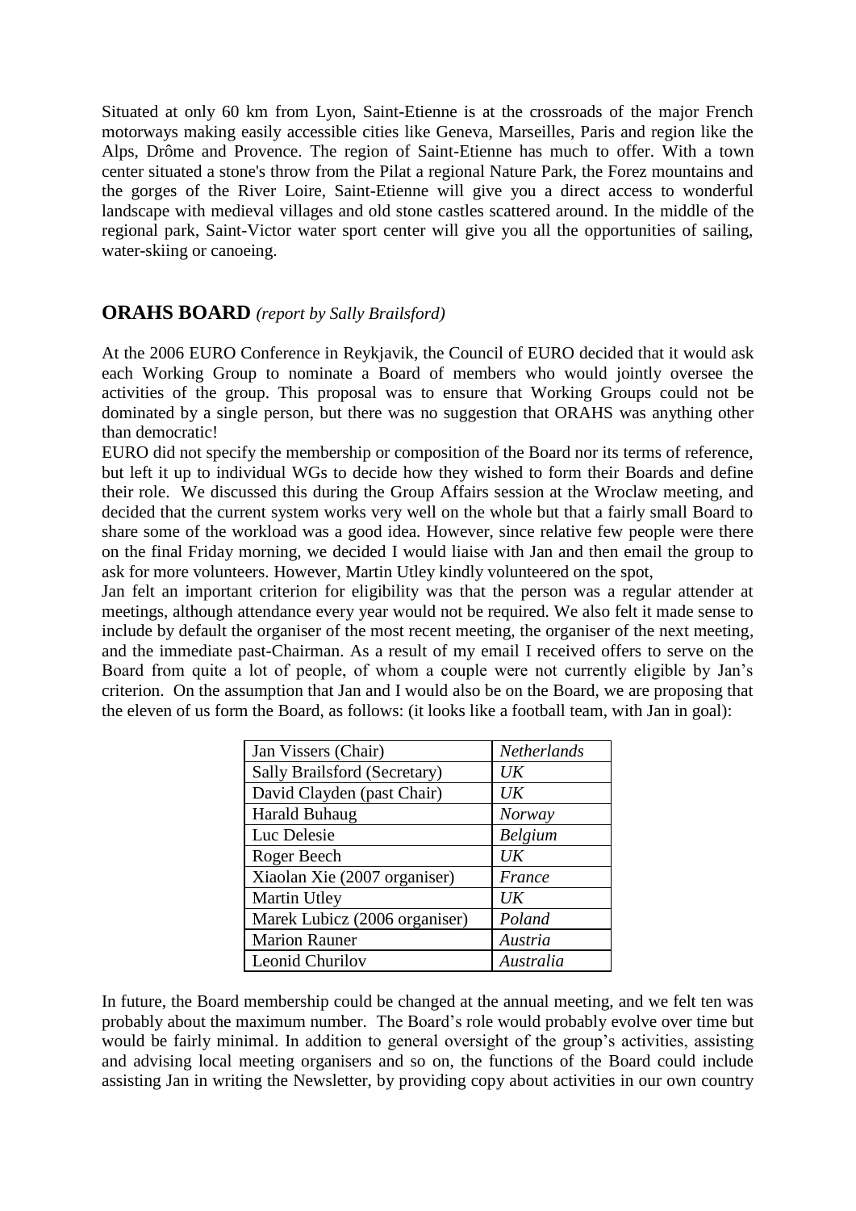Situated at only 60 km from Lyon, Saint-Etienne is at the crossroads of the major French motorways making easily accessible cities like Geneva, Marseilles, Paris and region like the Alps, Drôme and Provence. The region of Saint-Etienne has much to offer. With a town center situated a stone's throw from the Pilat a regional Nature Park, the Forez mountains and the gorges of the River Loire, Saint-Etienne will give you a direct access to wonderful landscape with medieval villages and old stone castles scattered around. In the middle of the regional park, Saint-Victor water sport center will give you all the opportunities of sailing, water-skiing or canoeing.

## ORAHS BOARD *(report by Sally Brailsford)*

At the 2006 EURO Conference in Reykjavik, the Council of EURO decided that it would ask each Working Group to nominate a Board of members who would jointly oversee the activities of the group. This proposal was to ensure that Working Groups could not be dominated by a single person, but there was no suggestion that ORAHS was anything other than democratic!

EURO did not specify the membership or composition of the Board nor its terms of reference, but left it up to individual WGs to decide how they wished to form their Boards and define their role. We discussed this during the Group Affairs session at the Wroclaw meeting, and decided that the current system works very well on the whole but that a fairly small Board to share some of the workload was a good idea. However, since relative few people were there on the final Friday morning, we decided I would liaise with Jan and then email the group to ask for more volunteers. However, Martin Utley kindly volunteered on the spot,

Jan felt an important criterion for eligibility was that the person was a regular attender at meetings, although attendance every year would not be required. We also felt it made sense to include by default the organiser of the most recent meeting, the organiser of the next meeting, and the immediate past-Chairman. As a result of my email I received offers to serve on the Board from quite a lot of people, of whom a couple were not currently eligible by Jan's criterion. On the assumption that Jan and I would also be on the Board, we are proposing that the eleven of us form the Board, as follows: (it looks like a football team, with Jan in goal):

| Name | Country |
|---|---|
| Jan Vissers (Chair) | *Netherlands* |
| Sally Brailsford (Secretary) | *UK* |
| David Clayden (past Chair) | *UK* |
| Harald Buhaug | *Norway* |
| Luc Delesie | *Belgium* |
| Roger Beech | *UK* |
| Xiaolan Xie (2007 organiser) | *France* |
| Martin Utley | *UK* |
| Marek Lubicz (2006 organiser) | *Poland* |
| Marion Rauner | *Austria* |
| Leonid Churilov | *Australia* |

In future, the Board membership could be changed at the annual meeting, and we felt ten was probably about the maximum number. The Board's role would probably evolve over time but would be fairly minimal. In addition to general oversight of the group's activities, assisting and advising local meeting organisers and so on, the functions of the Board could include assisting Jan in writing the Newsletter, by providing copy about activities in our own country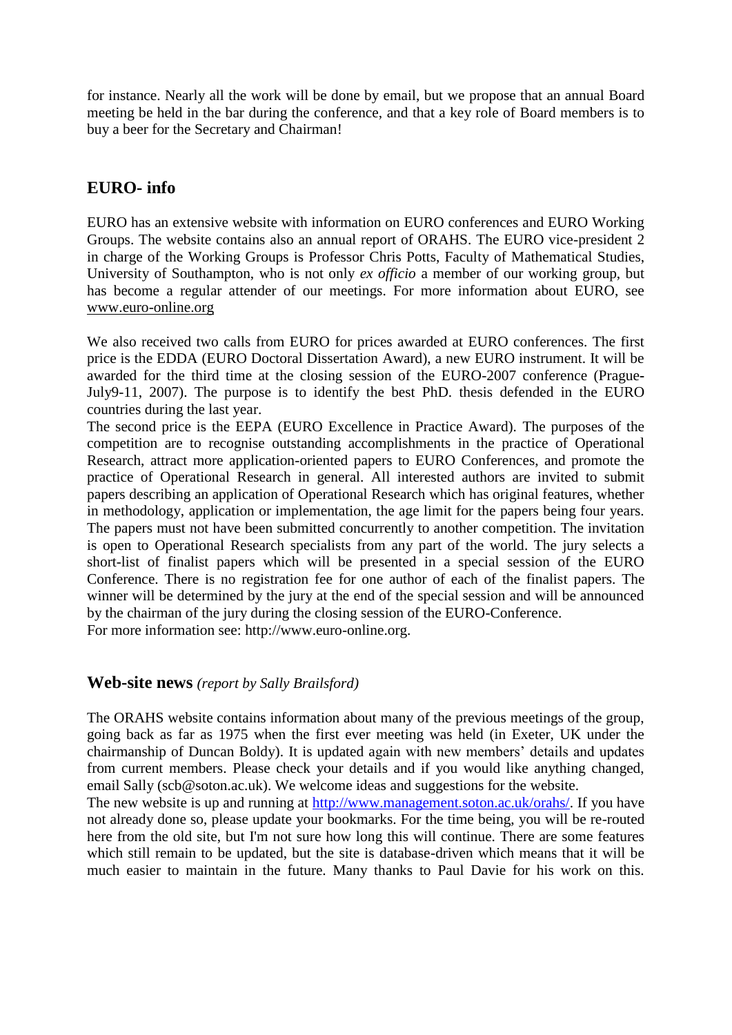for instance. Nearly all the work will be done by email, but we propose that an annual Board meeting be held in the bar during the conference, and that a key role of Board members is to buy a beer for the Secretary and Chairman!

## EURO- info

EURO has an extensive website with information on EURO conferences and EURO Working Groups. The website contains also an annual report of ORAHS. The EURO vice-president 2 in charge of the Working Groups is Professor Chris Potts, Faculty of Mathematical Studies, University of Southampton, who is not only *ex officio* a member of our working group, but has become a regular attender of our meetings. For more information about EURO, see www.euro-online.org

We also received two calls from EURO for prices awarded at EURO conferences. The first price is the EDDA (EURO Doctoral Dissertation Award), a new EURO instrument. It will be awarded for the third time at the closing session of the EURO-2007 conference (Prague-July9-11, 2007). The purpose is to identify the best PhD. thesis defended in the EURO countries during the last year.
The second price is the EEPA (EURO Excellence in Practice Award). The purposes of the competition are to recognise outstanding accomplishments in the practice of Operational Research, attract more application-oriented papers to EURO Conferences, and promote the practice of Operational Research in general. All interested authors are invited to submit papers describing an application of Operational Research which has original features, whether in methodology, application or implementation, the age limit for the papers being four years. The papers must not have been submitted concurrently to another competition. The invitation is open to Operational Research specialists from any part of the world. The jury selects a short-list of finalist papers which will be presented in a special session of the EURO Conference. There is no registration fee for one author of each of the finalist papers. The winner will be determined by the jury at the end of the special session and will be announced by the chairman of the jury during the closing session of the EURO-Conference.
For more information see: http://www.euro-online.org.

## Web-site news *(report by Sally Brailsford)*

The ORAHS website contains information about many of the previous meetings of the group, going back as far as 1975 when the first ever meeting was held (in Exeter, UK under the chairmanship of Duncan Boldy). It is updated again with new members' details and updates from current members. Please check your details and if you would like anything changed, email Sally (scb@soton.ac.uk). We welcome ideas and suggestions for the website.
The new website is up and running at http://www.management.soton.ac.uk/orahs/. If you have not already done so, please update your bookmarks. For the time being, you will be re-routed here from the old site, but I'm not sure how long this will continue. There are some features which still remain to be updated, but the site is database-driven which means that it will be much easier to maintain in the future. Many thanks to Paul Davie for his work on this.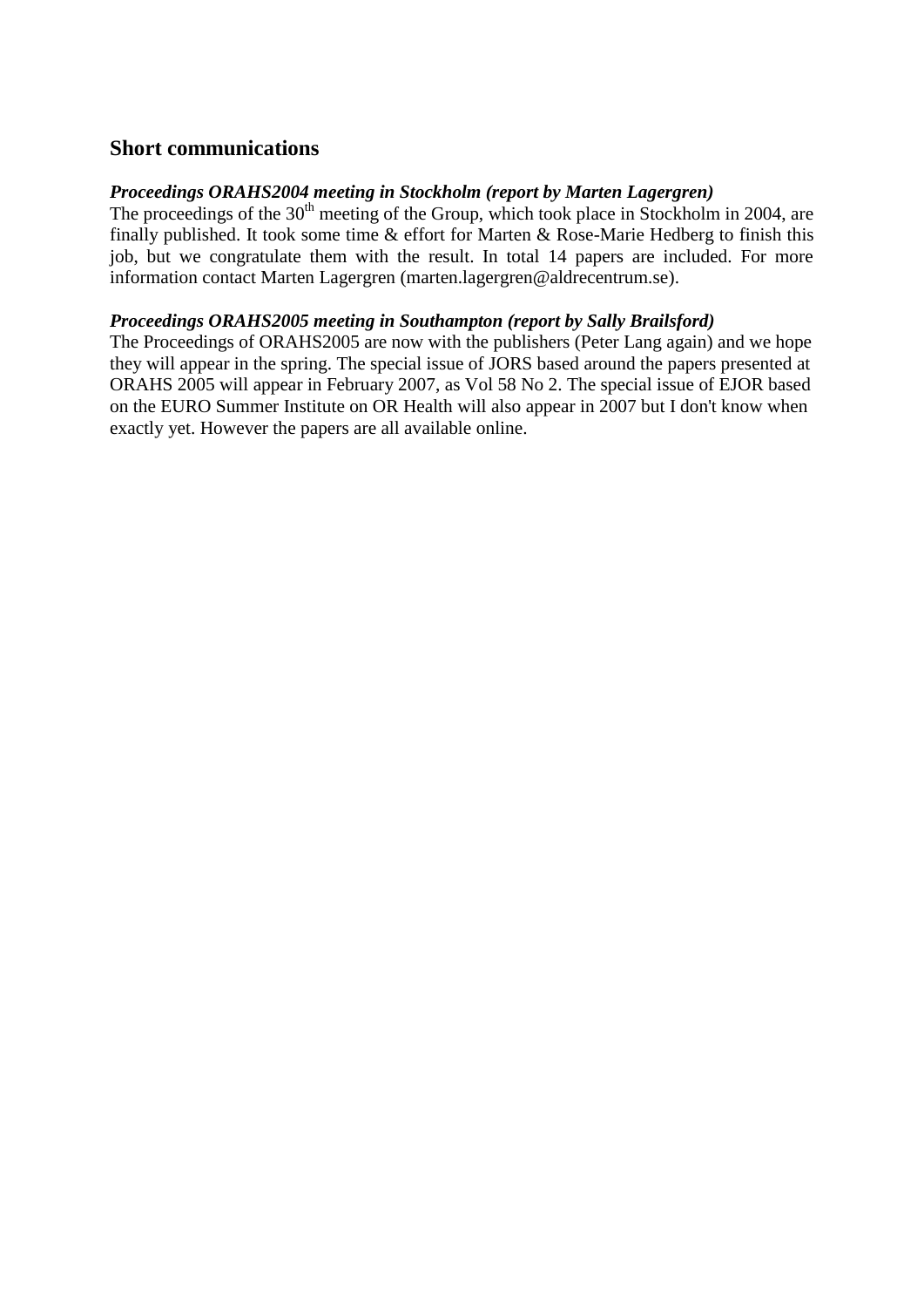## Short communications

***Proceedings ORAHS2004 meeting in Stockholm (report by Marten Lagergren)***

The proceedings of the 30th meeting of the Group, which took place in Stockholm in 2004, are finally published. It took some time & effort for Marten & Rose-Marie Hedberg to finish this job, but we congratulate them with the result. In total 14 papers are included. For more information contact Marten Lagergren (marten.lagergren@aldrecentrum.se).

***Proceedings ORAHS2005 meeting in Southampton (report by Sally Brailsford)***

The Proceedings of ORAHS2005 are now with the publishers (Peter Lang again) and we hope they will appear in the spring. The special issue of JORS based around the papers presented at ORAHS 2005 will appear in February 2007, as Vol 58 No 2. The special issue of EJOR based on the EURO Summer Institute on OR Health will also appear in 2007 but I don't know when exactly yet. However the papers are all available online.